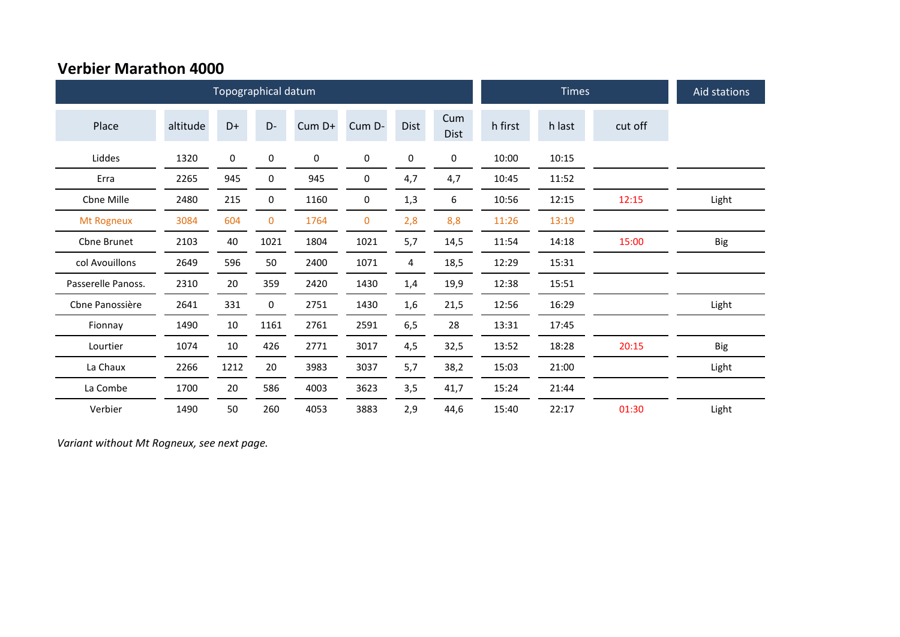# Verbier Marathon 4000

| Topographical datum | | | | | | | | Times | | | Aid stations |
|---|---|---|---|---|---|---|---|---|---|---|---|
| Place | altitude | D+ | D- | Cum D+ | Cum D- | Dist | Cum Dist | h first | h last | cut off | |
| Liddes | 1320 | 0 | 0 | 0 | 0 | 0 | 0 | 10:00 | 10:15 | | |
| Erra | 2265 | 945 | 0 | 945 | 0 | 4,7 | 4,7 | 10:45 | 11:52 | | |
| Cbne Mille | 2480 | 215 | 0 | 1160 | 0 | 1,3 | 6 | 10:56 | 12:15 | 12:15 | Light |
| Mt Rogneux | 3084 | 604 | 0 | 1764 | 0 | 2,8 | 8,8 | 11:26 | 13:19 | | |
| Cbne Brunet | 2103 | 40 | 1021 | 1804 | 1021 | 5,7 | 14,5 | 11:54 | 14:18 | 15:00 | Big |
| col Avouillons | 2649 | 596 | 50 | 2400 | 1071 | 4 | 18,5 | 12:29 | 15:31 | | |
| Passerelle Panoss. | 2310 | 20 | 359 | 2420 | 1430 | 1,4 | 19,9 | 12:38 | 15:51 | | |
| Cbne Panossière | 2641 | 331 | 0 | 2751 | 1430 | 1,6 | 21,5 | 12:56 | 16:29 | | Light |
| Fionnay | 1490 | 10 | 1161 | 2761 | 2591 | 6,5 | 28 | 13:31 | 17:45 | | |
| Lourtier | 1074 | 10 | 426 | 2771 | 3017 | 4,5 | 32,5 | 13:52 | 18:28 | 20:15 | Big |
| La Chaux | 2266 | 1212 | 20 | 3983 | 3037 | 5,7 | 38,2 | 15:03 | 21:00 | | Light |
| La Combe | 1700 | 20 | 586 | 4003 | 3623 | 3,5 | 41,7 | 15:24 | 21:44 | | |
| Verbier | 1490 | 50 | 260 | 4053 | 3883 | 2,9 | 44,6 | 15:40 | 22:17 | 01:30 | Light |

*Variant without Mt Rogneux, see next page.*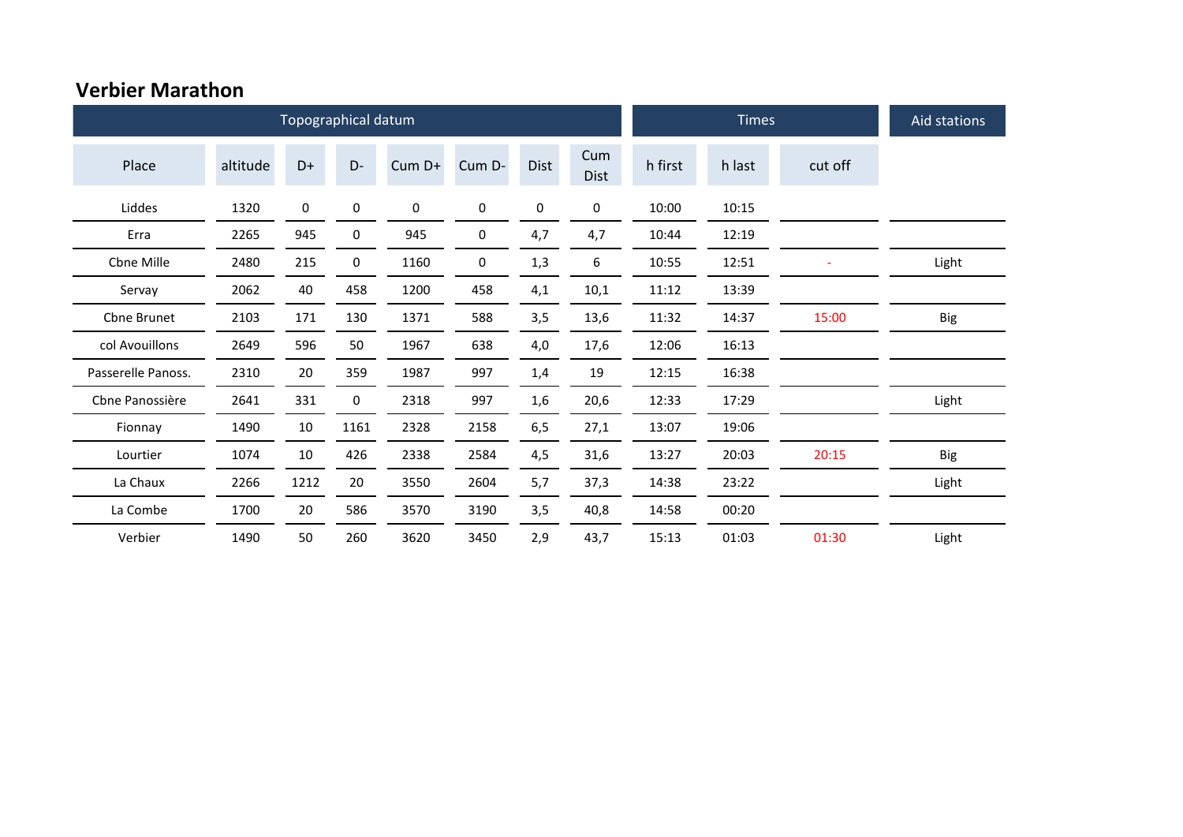## Verbier Marathon

| Topographical datum | | | | | | | | Times | | | Aid stations |
|---|---|---|---|---|---|---|---|---|---|---|---|
| Place | altitude | D+ | D- | Cum D+ | Cum D- | Dist | Cum Dist | h first | h last | cut off | |
| Liddes | 1320 | 0 | 0 | 0 | 0 | 0 | 0 | 10:00 | 10:15 | | |
| Erra | 2265 | 945 | 0 | 945 | 0 | 4,7 | 4,7 | 10:44 | 12:19 | | |
| Cbne Mille | 2480 | 215 | 0 | 1160 | 0 | 1,3 | 6 | 10:55 | 12:51 | - | Light |
| Servay | 2062 | 40 | 458 | 1200 | 458 | 4,1 | 10,1 | 11:12 | 13:39 | | |
| Cbne Brunet | 2103 | 171 | 130 | 1371 | 588 | 3,5 | 13,6 | 11:32 | 14:37 | 15:00 | Big |
| col Avouillons | 2649 | 596 | 50 | 1967 | 638 | 4,0 | 17,6 | 12:06 | 16:13 | | |
| Passerelle Panoss. | 2310 | 20 | 359 | 1987 | 997 | 1,4 | 19 | 12:15 | 16:38 | | |
| Cbne Panossière | 2641 | 331 | 0 | 2318 | 997 | 1,6 | 20,6 | 12:33 | 17:29 | | Light |
| Fionnay | 1490 | 10 | 1161 | 2328 | 2158 | 6,5 | 27,1 | 13:07 | 19:06 | | |
| Lourtier | 1074 | 10 | 426 | 2338 | 2584 | 4,5 | 31,6 | 13:27 | 20:03 | 20:15 | Big |
| La Chaux | 2266 | 1212 | 20 | 3550 | 2604 | 5,7 | 37,3 | 14:38 | 23:22 | | Light |
| La Combe | 1700 | 20 | 586 | 3570 | 3190 | 3,5 | 40,8 | 14:58 | 00:20 | | |
| Verbier | 1490 | 50 | 260 | 3620 | 3450 | 2,9 | 43,7 | 15:13 | 01:03 | 01:30 | Light |